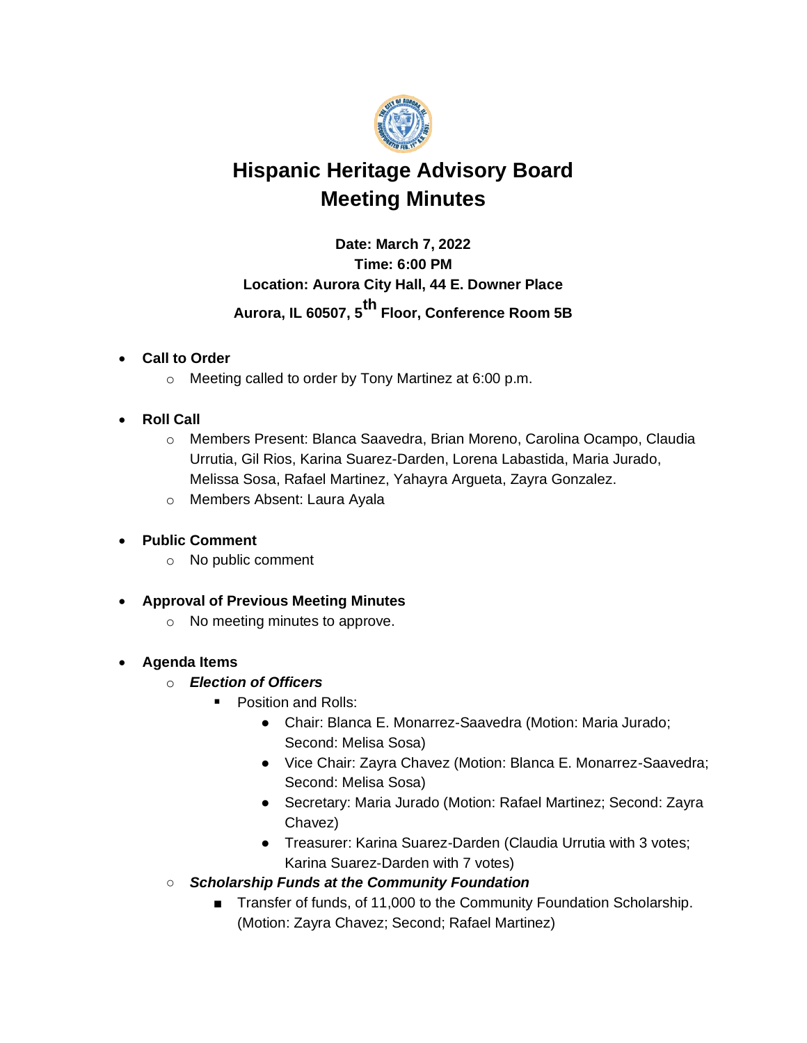# Hispanic Heritage Advisory Board
# Meeting Minutes

**Date: March 7, 2022**
**Time: 6:00 PM**
**Location: Aurora City Hall, 44 E. Downer Place**
**Aurora, IL 60507, 5th Floor, Conference Room 5B**

- **Call to Order**
  - Meeting called to order by Tony Martinez at 6:00 p.m.

- **Roll Call**
  - Members Present: Blanca Saavedra, Brian Moreno, Carolina Ocampo, Claudia Urrutia, Gil Rios, Karina Suarez-Darden, Lorena Labastida, Maria Jurado, Melissa Sosa, Rafael Martinez, Yahayra Argueta, Zayra Gonzalez.
  - Members Absent: Laura Ayala

- **Public Comment**
  - No public comment

- **Approval of Previous Meeting Minutes**
  - No meeting minutes to approve.

- **Agenda Items**
  - ***Election of Officers***
    - Position and Rolls:
      - Chair: Blanca E. Monarrez-Saavedra (Motion: Maria Jurado; Second: Melisa Sosa)
      - Vice Chair: Zayra Chavez (Motion: Blanca E. Monarrez-Saavedra; Second: Melisa Sosa)
      - Secretary: Maria Jurado (Motion: Rafael Martinez; Second: Zayra Chavez)
      - Treasurer: Karina Suarez-Darden (Claudia Urrutia with 3 votes; Karina Suarez-Darden with 7 votes)
  - ***Scholarship Funds at the Community Foundation***
    - Transfer of funds, of 11,000 to the Community Foundation Scholarship. (Motion: Zayra Chavez; Second; Rafael Martinez)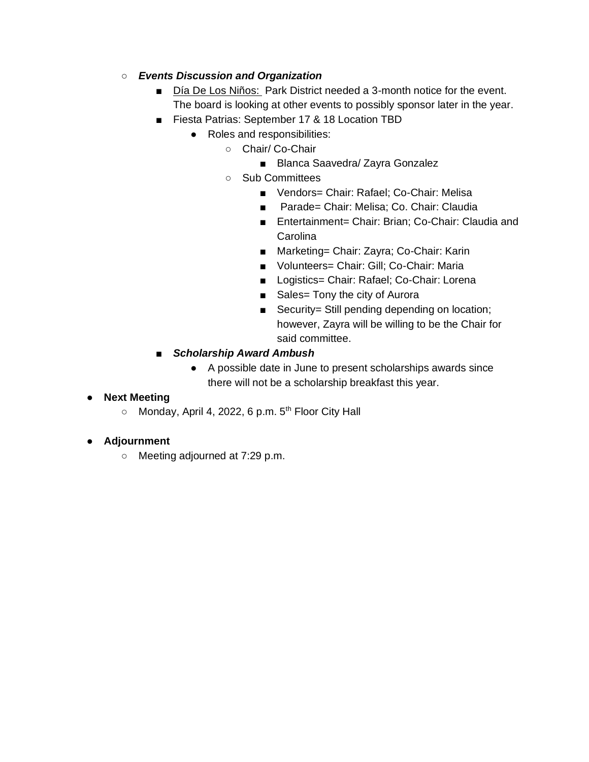- ***Events Discussion and Organization***
    - Día De Los Niños: Park District needed a 3-month notice for the event. The board is looking at other events to possibly sponsor later in the year.
    - Fiesta Patrias: September 17 & 18 Location TBD
        - Roles and responsibilities:
            - Chair/ Co-Chair
                - Blanca Saavedra/ Zayra Gonzalez
            - Sub Committees
                - Vendors= Chair: Rafael; Co-Chair: Melisa
                - Parade= Chair: Melisa; Co. Chair: Claudia
                - Entertainment= Chair: Brian; Co-Chair: Claudia and Carolina
                - Marketing= Chair: Zayra; Co-Chair: Karin
                - Volunteers= Chair: Gill; Co-Chair: Maria
                - Logistics= Chair: Rafael; Co-Chair: Lorena
                - Sales= Tony the city of Aurora
                - Security= Still pending depending on location; however, Zayra will be willing to be the Chair for said committee.
    - ***Scholarship Award Ambush***
        - A possible date in June to present scholarships awards since there will not be a scholarship breakfast this year.

- **Next Meeting**
    - Monday, April 4, 2022, 6 p.m. 5th Floor City Hall

- **Adjournment**
    - Meeting adjourned at 7:29 p.m.